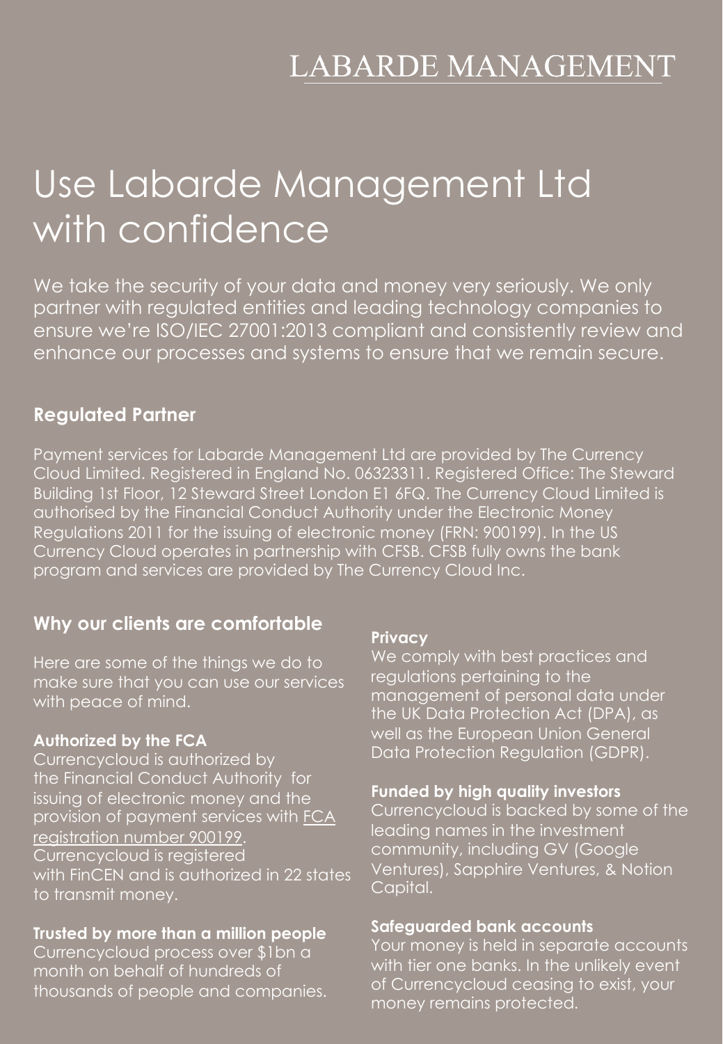# LABARDE MANAGEMENT

# Use Labarde Management Ltd with confidence

We take the security of your data and money very seriously. We only partner with regulated entities and leading technology companies to ensure we're ISO/IEC 27001:2013 compliant and consistently review and enhance our processes and systems to ensure that we remain secure.

## Regulated Partner

Payment services for Labarde Management Ltd are provided by The Currency Cloud Limited. Registered in England No. 06323311. Registered Office: The Steward Building 1st Floor, 12 Steward Street London E1 6FQ. The Currency Cloud Limited is authorised by the Financial Conduct Authority under the Electronic Money Regulations 2011 for the issuing of electronic money (FRN: 900199). In the US Currency Cloud operates in partnership with CFSB. CFSB fully owns the bank program and services are provided by The Currency Cloud Inc.

## Why our clients are comfortable

Here are some of the things we do to make sure that you can use our services with peace of mind.

### Authorized by the FCA

Currencycloud is authorized by the Financial Conduct Authority for issuing of electronic money and the provision of payment services with FCA registration number 900199. Currencycloud is registered with FinCEN and is authorized in 22 states to transmit money.

### Trusted by more than a million people

Currencycloud process over $1bn a month on behalf of hundreds of thousands of people and companies.

### Privacy

We comply with best practices and regulations pertaining to the management of personal data under the UK Data Protection Act (DPA), as well as the European Union General Data Protection Regulation (GDPR).

### Funded by high quality investors

Currencycloud is backed by some of the leading names in the investment community, including GV (Google Ventures), Sapphire Ventures, & Notion Capital.

### Safeguarded bank accounts

Your money is held in separate accounts with tier one banks. In the unlikely event of Currencycloud ceasing to exist, your money remains protected.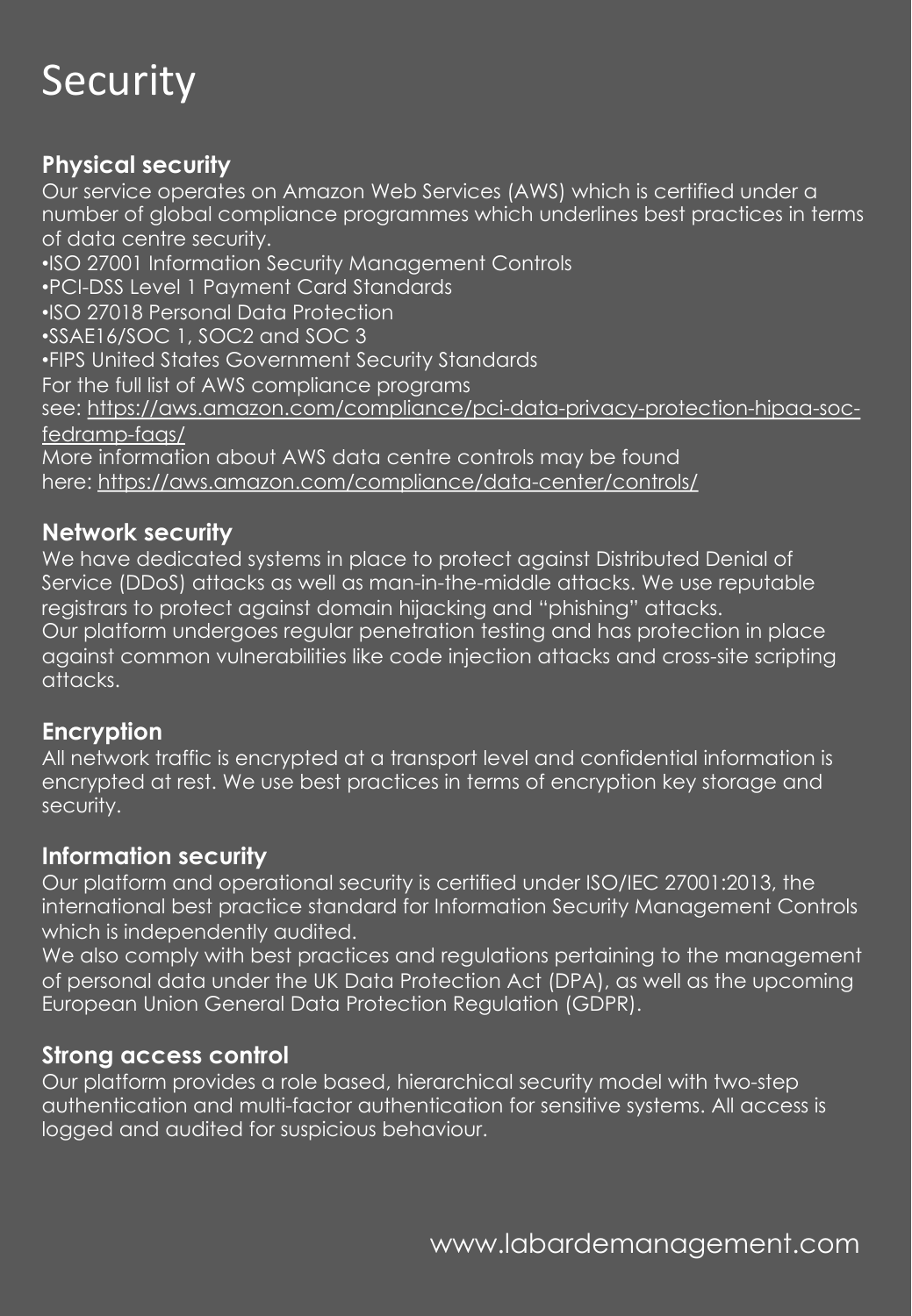# Security

## Physical security

Our service operates on Amazon Web Services (AWS) which is certified under a number of global compliance programmes which underlines best practices in terms of data centre security.

- ISO 27001 Information Security Management Controls
- PCI-DSS Level 1 Payment Card Standards
- ISO 27018 Personal Data Protection
- SSAE16/SOC 1, SOC2 and SOC 3
- FIPS United States Government Security Standards

For the full list of AWS compliance programs see: https://aws.amazon.com/compliance/pci-data-privacy-protection-hipaa-soc-fedramp-faqs/

More information about AWS data centre controls may be found here: https://aws.amazon.com/compliance/data-center/controls/

## Network security

We have dedicated systems in place to protect against Distributed Denial of Service (DDoS) attacks as well as man-in-the-middle attacks. We use reputable registrars to protect against domain hijacking and "phishing" attacks.

Our platform undergoes regular penetration testing and has protection in place against common vulnerabilities like code injection attacks and cross-site scripting attacks.

## Encryption

All network traffic is encrypted at a transport level and confidential information is encrypted at rest. We use best practices in terms of encryption key storage and security.

## Information security

Our platform and operational security is certified under ISO/IEC 27001:2013, the international best practice standard for Information Security Management Controls which is independently audited.

We also comply with best practices and regulations pertaining to the management of personal data under the UK Data Protection Act (DPA), as well as the upcoming European Union General Data Protection Regulation (GDPR).

## Strong access control

Our platform provides a role based, hierarchical security model with two-step authentication and multi-factor authentication for sensitive systems. All access is logged and audited for suspicious behaviour.

www.labardemanagement.com